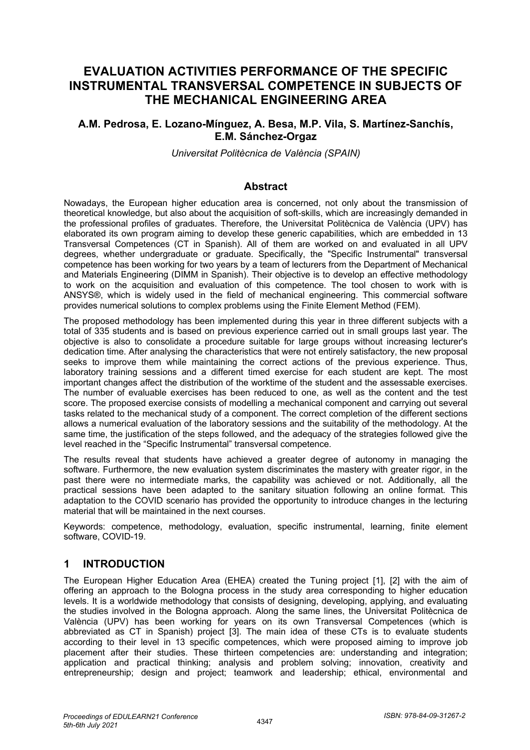# EVALUATION ACTIVITIES PERFORMANCE OF THE SPECIFIC INSTRUMENTAL TRANSVERSAL COMPETENCE IN SUBJECTS OF THE MECHANICAL ENGINEERING AREA

**A.M. Pedrosa, E. Lozano-Mínguez, A. Besa, M.P. Vila, S. Martínez-Sanchís, E.M. Sánchez-Orgaz**

*Universitat Politècnica de València (SPAIN)*

## Abstract

Nowadays, the European higher education area is concerned, not only about the transmission of theoretical knowledge, but also about the acquisition of soft-skills, which are increasingly demanded in the professional profiles of graduates. Therefore, the Universitat Politècnica de València (UPV) has elaborated its own program aiming to develop these generic capabilities, which are embedded in 13 Transversal Competences (CT in Spanish). All of them are worked on and evaluated in all UPV degrees, whether undergraduate or graduate. Specifically, the "Specific Instrumental" transversal competence has been working for two years by a team of lecturers from the Department of Mechanical and Materials Engineering (DIMM in Spanish). Their objective is to develop an effective methodology to work on the acquisition and evaluation of this competence. The tool chosen to work with is ANSYS®, which is widely used in the field of mechanical engineering. This commercial software provides numerical solutions to complex problems using the Finite Element Method (FEM).

The proposed methodology has been implemented during this year in three different subjects with a total of 335 students and is based on previous experience carried out in small groups last year. The objective is also to consolidate a procedure suitable for large groups without increasing lecturer's dedication time. After analysing the characteristics that were not entirely satisfactory, the new proposal seeks to improve them while maintaining the correct actions of the previous experience. Thus, laboratory training sessions and a different timed exercise for each student are kept. The most important changes affect the distribution of the worktime of the student and the assessable exercises. The number of evaluable exercises has been reduced to one, as well as the content and the test score. The proposed exercise consists of modelling a mechanical component and carrying out several tasks related to the mechanical study of a component. The correct completion of the different sections allows a numerical evaluation of the laboratory sessions and the suitability of the methodology. At the same time, the justification of the steps followed, and the adequacy of the strategies followed give the level reached in the "Specific Instrumental" transversal competence.

The results reveal that students have achieved a greater degree of autonomy in managing the software. Furthermore, the new evaluation system discriminates the mastery with greater rigor, in the past there were no intermediate marks, the capability was achieved or not. Additionally, all the practical sessions have been adapted to the sanitary situation following an online format. This adaptation to the COVID scenario has provided the opportunity to introduce changes in the lecturing material that will be maintained in the next courses.

Keywords: competence, methodology, evaluation, specific instrumental, learning, finite element software, COVID-19.

## 1 INTRODUCTION

The European Higher Education Area (EHEA) created the Tuning project [1], [2] with the aim of offering an approach to the Bologna process in the study area corresponding to higher education levels. It is a worldwide methodology that consists of designing, developing, applying, and evaluating the studies involved in the Bologna approach. Along the same lines, the Universitat Politècnica de València (UPV) has been working for years on its own Transversal Competences (which is abbreviated as CT in Spanish) project [3]. The main idea of these CTs is to evaluate students according to their level in 13 specific competences, which were proposed aiming to improve job placement after their studies. These thirteen competencies are: understanding and integration; application and practical thinking; analysis and problem solving; innovation, creativity and entrepreneurship; design and project; teamwork and leadership; ethical, environmental and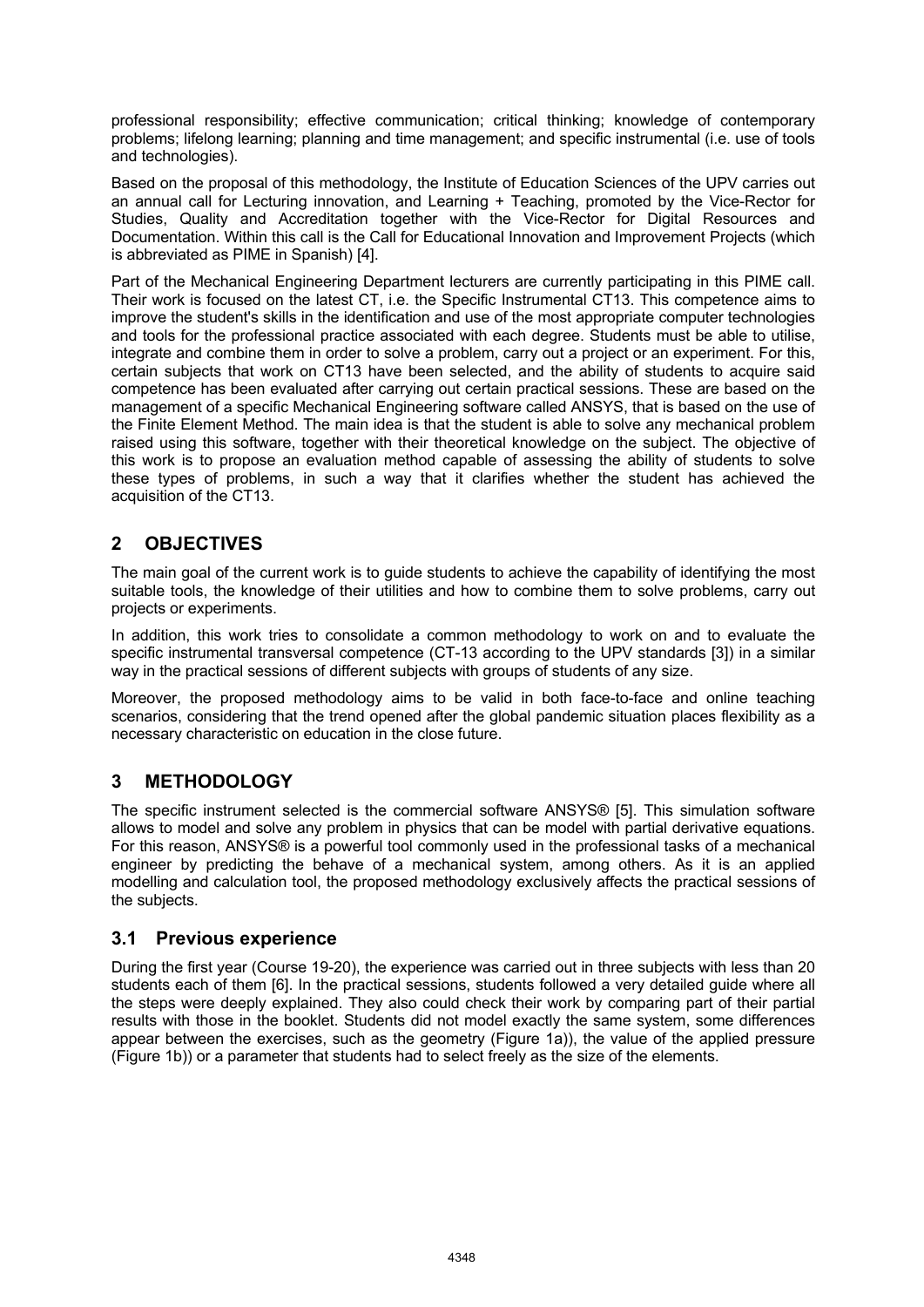professional responsibility; effective communication; critical thinking; knowledge of contemporary problems; lifelong learning; planning and time management; and specific instrumental (i.e. use of tools and technologies).

Based on the proposal of this methodology, the Institute of Education Sciences of the UPV carries out an annual call for Lecturing innovation, and Learning + Teaching, promoted by the Vice-Rector for Studies, Quality and Accreditation together with the Vice-Rector for Digital Resources and Documentation. Within this call is the Call for Educational Innovation and Improvement Projects (which is abbreviated as PIME in Spanish) [4].

Part of the Mechanical Engineering Department lecturers are currently participating in this PIME call. Their work is focused on the latest CT, i.e. the Specific Instrumental CT13. This competence aims to improve the student's skills in the identification and use of the most appropriate computer technologies and tools for the professional practice associated with each degree. Students must be able to utilise, integrate and combine them in order to solve a problem, carry out a project or an experiment. For this, certain subjects that work on CT13 have been selected, and the ability of students to acquire said competence has been evaluated after carrying out certain practical sessions. These are based on the management of a specific Mechanical Engineering software called ANSYS, that is based on the use of the Finite Element Method. The main idea is that the student is able to solve any mechanical problem raised using this software, together with their theoretical knowledge on the subject. The objective of this work is to propose an evaluation method capable of assessing the ability of students to solve these types of problems, in such a way that it clarifies whether the student has achieved the acquisition of the CT13.

## 2 OBJECTIVES

The main goal of the current work is to guide students to achieve the capability of identifying the most suitable tools, the knowledge of their utilities and how to combine them to solve problems, carry out projects or experiments.

In addition, this work tries to consolidate a common methodology to work on and to evaluate the specific instrumental transversal competence (CT-13 according to the UPV standards [3]) in a similar way in the practical sessions of different subjects with groups of students of any size.

Moreover, the proposed methodology aims to be valid in both face-to-face and online teaching scenarios, considering that the trend opened after the global pandemic situation places flexibility as a necessary characteristic on education in the close future.

## 3 METHODOLOGY

The specific instrument selected is the commercial software ANSYS® [5]. This simulation software allows to model and solve any problem in physics that can be model with partial derivative equations. For this reason, ANSYS® is a powerful tool commonly used in the professional tasks of a mechanical engineer by predicting the behave of a mechanical system, among others. As it is an applied modelling and calculation tool, the proposed methodology exclusively affects the practical sessions of the subjects.

### 3.1 Previous experience

During the first year (Course 19-20), the experience was carried out in three subjects with less than 20 students each of them [6]. In the practical sessions, students followed a very detailed guide where all the steps were deeply explained. They also could check their work by comparing part of their partial results with those in the booklet. Students did not model exactly the same system, some differences appear between the exercises, such as the geometry (Figure 1a)), the value of the applied pressure (Figure 1b)) or a parameter that students had to select freely as the size of the elements.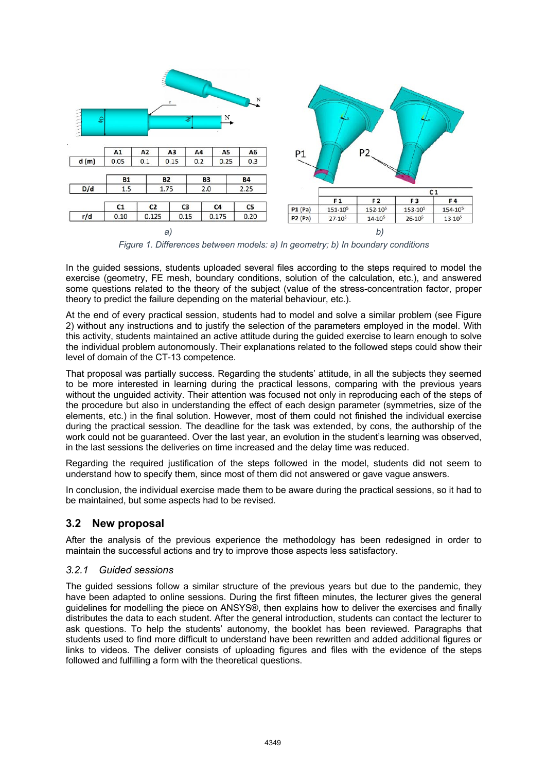| | A1 | A2 | A3 | A4 | A5 | A6 |
|---|---|---|---|---|---|---|
| d (m) | 0.05 | 0.1 | 0.15 | 0.2 | 0.25 | 0.3 |

| | B1 | B2 | B3 | B4 |
|---|---|---|---|---|
| D/d | 1.5 | 1.75 | 2.0 | 2.25 |

| | C1 | C2 | C3 | C4 | C5 |
|---|---|---|---|---|---|
| r/d | 0.10 | 0.125 | 0.15 | 0.175 | 0.20 |

| | C1 | | | |
|---|---|---|---|---|
| | F1 | F2 | F3 | F4 |
| P1 (Pa) | $151 \cdot 10^5$ | $152 \cdot 10^5$ | $153 \cdot 10^5$ | $154 \cdot 10^5$ |
| P2 (Pa) | $27 \cdot 10^5$ | $14 \cdot 10^5$ | $26 \cdot 10^5$ | $13 \cdot 10^5$ |

*Figure 1. Differences between models: a) In geometry; b) In boundary conditions*

In the guided sessions, students uploaded several files according to the steps required to model the exercise (geometry, FE mesh, boundary conditions, solution of the calculation, etc.), and answered some questions related to the theory of the subject (value of the stress-concentration factor, proper theory to predict the failure depending on the material behaviour, etc.).

At the end of every practical session, students had to model and solve a similar problem (see Figure 2) without any instructions and to justify the selection of the parameters employed in the model. With this activity, students maintained an active attitude during the guided exercise to learn enough to solve the individual problem autonomously. Their explanations related to the followed steps could show their level of domain of the CT-13 competence.

That proposal was partially success. Regarding the students' attitude, in all the subjects they seemed to be more interested in learning during the practical lessons, comparing with the previous years without the unguided activity. Their attention was focused not only in reproducing each of the steps of the procedure but also in understanding the effect of each design parameter (symmetries, size of the elements, etc.) in the final solution. However, most of them could not finished the individual exercise during the practical session. The deadline for the task was extended, by cons, the authorship of the work could not be guaranteed. Over the last year, an evolution in the student's learning was observed, in the last sessions the deliveries on time increased and the delay time was reduced.

Regarding the required justification of the steps followed in the model, students did not seem to understand how to specify them, since most of them did not answered or gave vague answers.

In conclusion, the individual exercise made them to be aware during the practical sessions, so it had to be maintained, but some aspects had to be revised.

## 3.2 New proposal

After the analysis of the previous experience the methodology has been redesigned in order to maintain the successful actions and try to improve those aspects less satisfactory.

### *3.2.1 Guided sessions*

The guided sessions follow a similar structure of the previous years but due to the pandemic, they have been adapted to online sessions. During the first fifteen minutes, the lecturer gives the general guidelines for modelling the piece on ANSYS®, then explains how to deliver the exercises and finally distributes the data to each student. After the general introduction, students can contact the lecturer to ask questions. To help the students' autonomy, the booklet has been reviewed. Paragraphs that students used to find more difficult to understand have been rewritten and added additional figures or links to videos. The deliver consists of uploading figures and files with the evidence of the steps followed and fulfilling a form with the theoretical questions.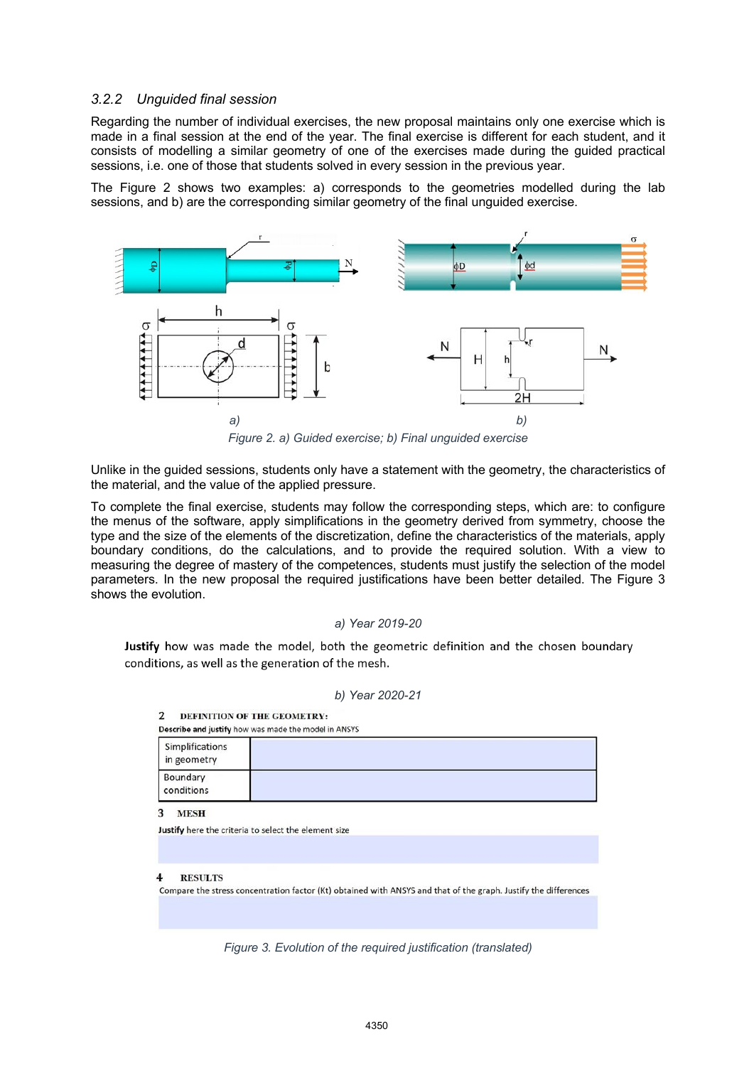### 3.2.2 *Unguided final session*

Regarding the number of individual exercises, the new proposal maintains only one exercise which is made in a final session at the end of the year. The final exercise is different for each student, and it consists of modelling a similar geometry of one of the exercises made during the guided practical sessions, i.e. one of those that students solved in every session in the previous year.

The Figure 2 shows two examples: a) corresponds to the geometries modelled during the lab sessions, and b) are the corresponding similar geometry of the final unguided exercise.

*Figure 2. a) Guided exercise; b) Final unguided exercise*

Unlike in the guided sessions, students only have a statement with the geometry, the characteristics of the material, and the value of the applied pressure.

To complete the final exercise, students may follow the corresponding steps, which are: to configure the menus of the software, apply simplifications in the geometry derived from symmetry, choose the type and the size of the elements of the discretization, define the characteristics of the materials, apply boundary conditions, do the calculations, and to provide the required solution. With a view to measuring the degree of mastery of the competences, students must justify the selection of the model parameters. In the new proposal the required justifications have been better detailed. The Figure 3 shows the evolution.

*a) Year 2019-20*

**Justify** how was made the model, both the geometric definition and the chosen boundary conditions, as well as the generation of the mesh.

*b) Year 2020-21*

**2 DEFINITION OF THE GEOMETRY:**

**Describe and justify** how was made the model in ANSYS

| | |
|---|---|
| Simplifications in geometry | |
| Boundary conditions | |

**3 MESH**

**Justify** here the criteria to select the element size

**4 RESULTS**

Compare the stress concentration factor (Kt) obtained with ANSYS and that of the graph. Justify the differences

*Figure 3. Evolution of the required justification (translated)*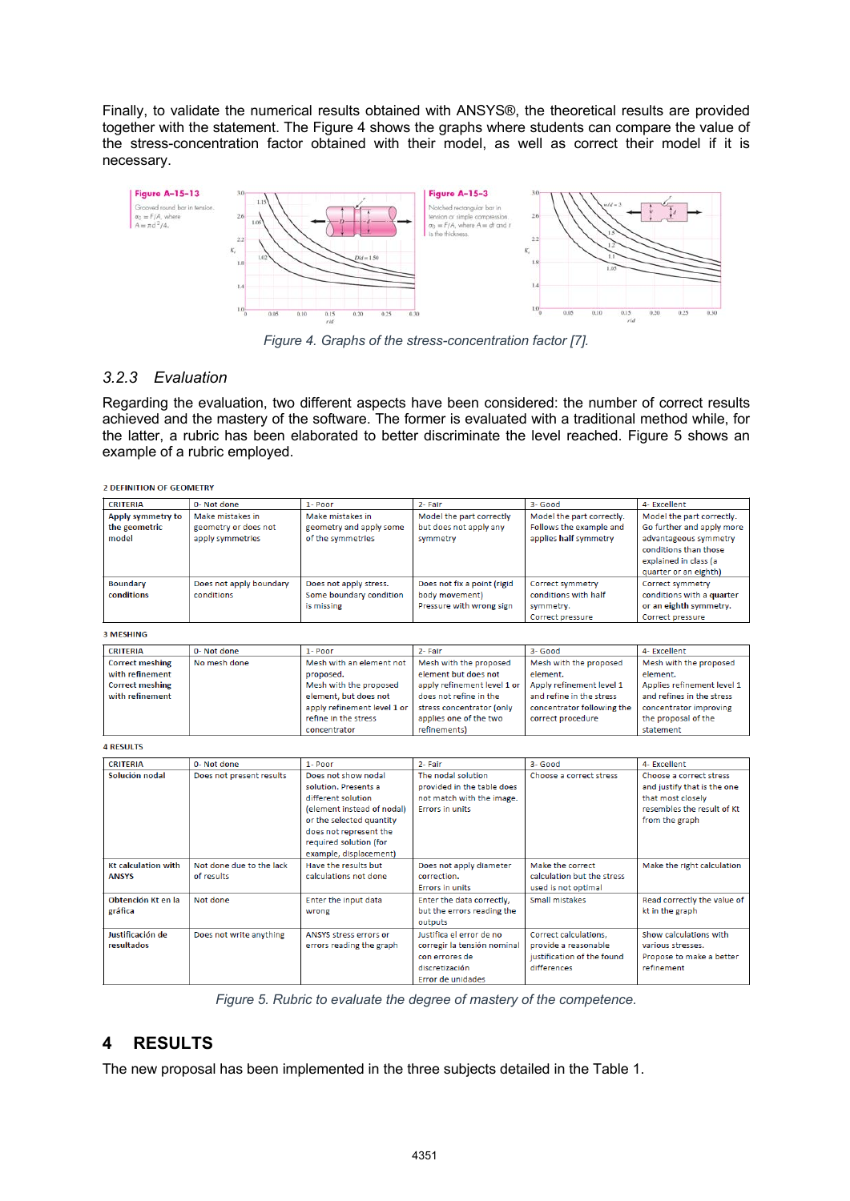Finally, to validate the numerical results obtained with ANSYS®, the theoretical results are provided together with the statement. The Figure 4 shows the graphs where students can compare the value of the stress-concentration factor obtained with their model, as well as correct their model if it is necessary.

Figure 4. Graphs of the stress-concentration factor [7].

### 3.2.3 Evaluation

Regarding the evaluation, two different aspects have been considered: the number of correct results achieved and the mastery of the software. The former is evaluated with a traditional method while, for the latter, a rubric has been elaborated to better discriminate the level reached. Figure 5 shows an example of a rubric employed.

**2 DEFINITION OF GEOMETRY**

| CRITERIA | 0- Not done | 1- Poor | 2- Fair | 3- Good | 4- Excellent |
|---|---|---|---|---|---|
| Apply symmetry to the geometric model | Make mistakes in geometry or does not apply symmetries | Make mistakes in geometry and apply some of the symmetries | Model the part correctly but does not apply any symmetry | Model the part correctly. Follows the example and applies half symmetry | Model the part correctly. Go further and apply more advantageous symmetry conditions than those explained in class (a quarter or an eighth) |
| Boundary conditions | Does not apply boundary conditions | Does not apply stress. Some boundary condition is missing | Does not fix a point (rigid body movement) Pressure with wrong sign | Correct symmetry conditions with half symmetry. Correct pressure | Correct symmetry conditions with a quarter or an eighth symmetry. Correct pressure |

**3 MESHING**

| CRITERIA | 0- Not done | 1- Poor | 2- Fair | 3- Good | 4- Excellent |
|---|---|---|---|---|---|
| Correct meshing with refinement Correct meshing with refinement | No mesh done | Mesh with an element not proposed. Mesh with the proposed element, but does not apply refinement level 1 or refine in the stress concentrator | Mesh with the proposed element but does not apply refinement level 1 or does not refine in the stress concentrator (only applies one of the two refinements) | Mesh with the proposed element. Apply refinement level 1 and refine in the stress concentrator following the correct procedure | Mesh with the proposed element. Applies refinement level 1 and refines in the stress concentrator improving the proposal of the statement |

**4 RESULTS**

| CRITERIA | 0- Not done | 1- Poor | 2- Fair | 3- Good | 4- Excellent |
|---|---|---|---|---|---|
| Solución nodal | Does not present results | Does not show nodal solution. Presents a different solution (element instead of nodal) or the selected quantity does not represent the required solution (for example, displacement) | The nodal solution provided in the table does not match with the image. Errors in units | Choose a correct stress | Choose a correct stress and justify that is the one that most closely resembles the result of Kt from the graph |
| Kt calculation with ANSYS | Not done due to the lack of results | Have the results but calculations not done | Does not apply diameter correction. Errors in units | Make the correct calculation but the stress used is not optimal | Make the right calculation |
| Obtención Kt en la gráfica | Not done | Enter the input data wrong | Enter the data correctly, but the errors reading the outputs | Small mistakes | Read correctly the value of kt in the graph |
| Justificación de resultados | Does not write anything | ANSYS stress errors or errors reading the graph | Justifica el error de no corregir la tensión nominal con errores de discretización Error de unidades | Correct calculations, provide a reasonable justification of the found differences | Show calculations with various stresses. Propose to make a better refinement |

Figure 5. Rubric to evaluate the degree of mastery of the competence.

# 4 RESULTS

The new proposal has been implemented in the three subjects detailed in the Table 1.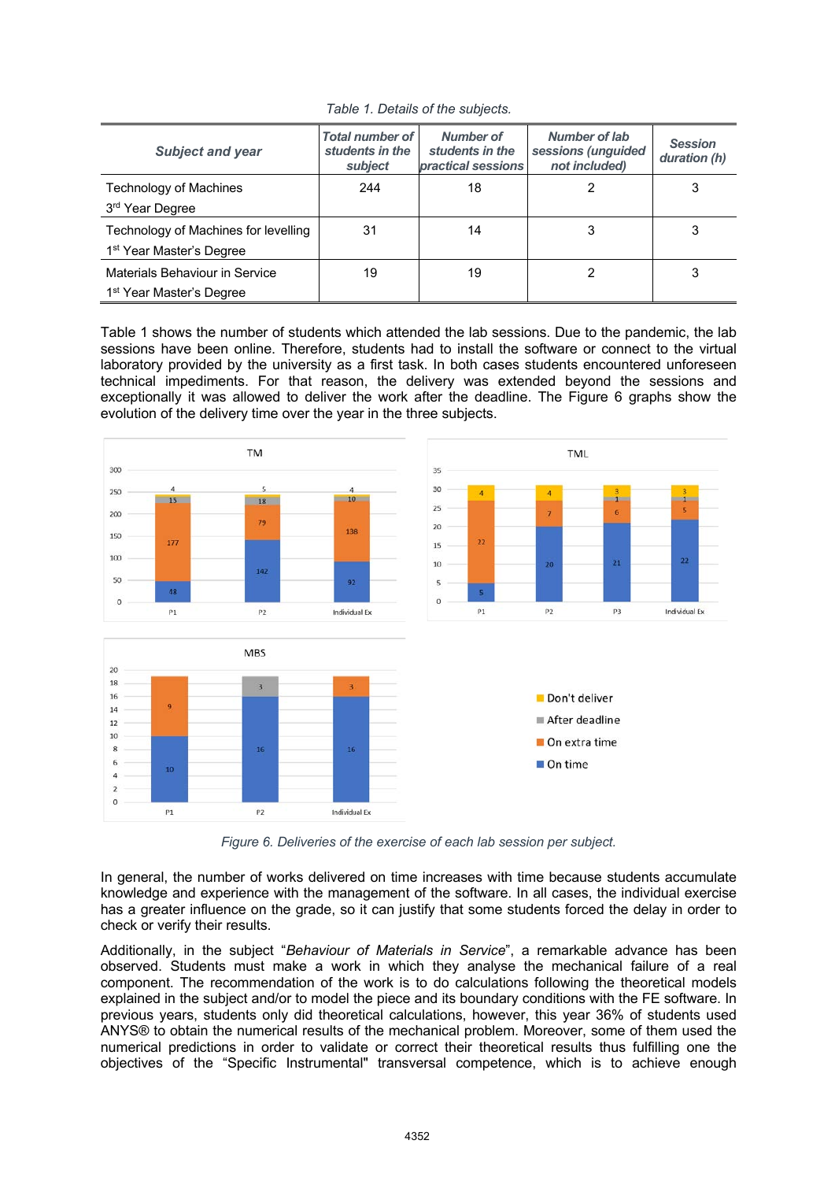Table 1. Details of the subjects.

| Subject and year | Total number of students in the subject | Number of students in the practical sessions | Number of lab sessions (unguided not included) | Session duration (h) |
|---|---|---|---|---|
| Technology of Machines<br>3rd Year Degree | 244 | 18 | 2 | 3 |
| Technology of Machines for levelling<br>1st Year Master's Degree | 31 | 14 | 3 | 3 |
| Materials Behaviour in Service<br>1st Year Master's Degree | 19 | 19 | 2 | 3 |

Table 1 shows the number of students which attended the lab sessions. Due to the pandemic, the lab sessions have been online. Therefore, students had to install the software or connect to the virtual laboratory provided by the university as a first task. In both cases students encountered unforeseen technical impediments. For that reason, the delivery was extended beyond the sessions and exceptionally it was allowed to deliver the work after the deadline. The Figure 6 graphs show the evolution of the delivery time over the year in the three subjects.

Figure 6. Deliveries of the exercise of each lab session per subject.

In general, the number of works delivered on time increases with time because students accumulate knowledge and experience with the management of the software. In all cases, the individual exercise has a greater influence on the grade, so it can justify that some students forced the delay in order to check or verify their results.

Additionally, in the subject "*Behaviour of Materials in Service*", a remarkable advance has been observed. Students must make a work in which they analyse the mechanical failure of a real component. The recommendation of the work is to do calculations following the theoretical models explained in the subject and/or to model the piece and its boundary conditions with the FE software. In previous years, students only did theoretical calculations, however, this year 36% of students used ANYS® to obtain the numerical results of the mechanical problem. Moreover, some of them used the numerical predictions in order to validate or correct their theoretical results thus fulfilling one the objectives of the "Specific Instrumental" transversal competence, which is to achieve enough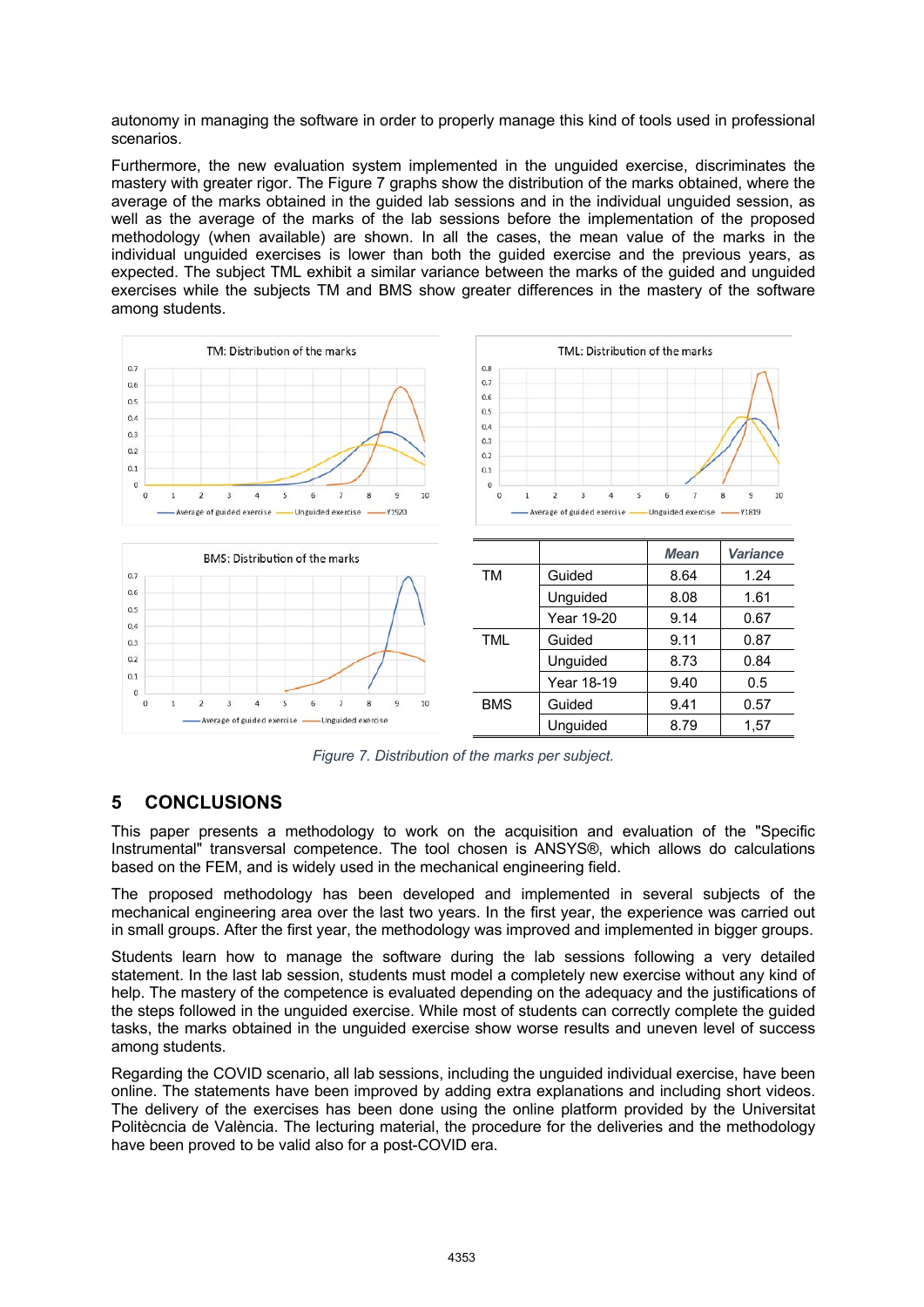autonomy in managing the software in order to properly manage this kind of tools used in professional scenarios.

Furthermore, the new evaluation system implemented in the unguided exercise, discriminates the mastery with greater rigor. The Figure 7 graphs show the distribution of the marks obtained, where the average of the marks obtained in the guided lab sessions and in the individual unguided session, as well as the average of the marks of the lab sessions before the implementation of the proposed methodology (when available) are shown. In all the cases, the mean value of the marks in the individual unguided exercises is lower than both the guided exercise and the previous years, as expected. The subject TML exhibit a similar variance between the marks of the guided and unguided exercises while the subjects TM and BMS show greater differences in the mastery of the software among students.

| | | *Mean* | *Variance* |
|---|---|---|---|
| TM | Guided | 8.64 | 1.24 |
| | Unguided | 8.08 | 1.61 |
| | Year 19-20 | 9.14 | 0.67 |
| TML | Guided | 9.11 | 0.87 |
| | Unguided | 8.73 | 0.84 |
| | Year 18-19 | 9.40 | 0.5 |
| BMS | Guided | 9.41 | 0.57 |
| | Unguided | 8.79 | 1,57 |

*Figure 7. Distribution of the marks per subject.*

## 5 CONCLUSIONS

This paper presents a methodology to work on the acquisition and evaluation of the "Specific Instrumental" transversal competence. The tool chosen is ANSYS®, which allows do calculations based on the FEM, and is widely used in the mechanical engineering field.

The proposed methodology has been developed and implemented in several subjects of the mechanical engineering area over the last two years. In the first year, the experience was carried out in small groups. After the first year, the methodology was improved and implemented in bigger groups.

Students learn how to manage the software during the lab sessions following a very detailed statement. In the last lab session, students must model a completely new exercise without any kind of help. The mastery of the competence is evaluated depending on the adequacy and the justifications of the steps followed in the unguided exercise. While most of students can correctly complete the guided tasks, the marks obtained in the unguided exercise show worse results and uneven level of success among students.

Regarding the COVID scenario, all lab sessions, including the unguided individual exercise, have been online. The statements have been improved by adding extra explanations and including short videos. The delivery of the exercises has been done using the online platform provided by the Universitat Politècncia de València. The lecturing material, the procedure for the deliveries and the methodology have been proved to be valid also for a post-COVID era.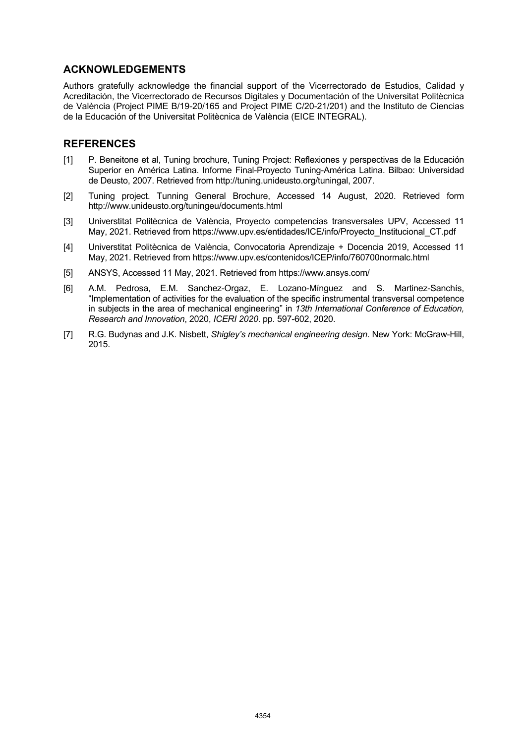## ACKNOWLEDGEMENTS

Authors gratefully acknowledge the financial support of the Vicerrectorado de Estudios, Calidad y Acreditación, the Vicerrectorado de Recursos Digitales y Documentación of the Universitat Politècnica de València (Project PIME B/19-20/165 and Project PIME C/20-21/201) and the Instituto de Ciencias de la Educación of the Universitat Politècnica de València (EICE INTEGRAL).

## REFERENCES

[1] P. Beneitone et al, Tuning brochure, Tuning Project: Reflexiones y perspectivas de la Educación Superior en América Latina. Informe Final-Proyecto Tuning-América Latina. Bilbao: Universidad de Deusto, 2007. Retrieved from http://tuning.unideusto.org/tuningal, 2007.

[2] Tuning project. Tunning General Brochure, Accessed 14 August, 2020. Retrieved form http://www.unideusto.org/tuningeu/documents.html

[3] Universtitat Politècnica de València, Proyecto competencias transversales UPV, Accessed 11 May, 2021. Retrieved from https://www.upv.es/entidades/ICE/info/Proyecto_Institucional_CT.pdf

[4] Universtitat Politècnica de València, Convocatoria Aprendizaje + Docencia 2019, Accessed 11 May, 2021. Retrieved from https://www.upv.es/contenidos/ICEP/info/760700normalc.html

[5] ANSYS, Accessed 11 May, 2021. Retrieved from https://www.ansys.com/

[6] A.M. Pedrosa, E.M. Sanchez-Orgaz, E. Lozano-Mínguez and S. Martinez-Sanchís, "Implementation of activities for the evaluation of the specific instrumental transversal competence in subjects in the area of mechanical engineering" in *13th International Conference of Education, Research and Innovation*, 2020, *ICERI 2020*. pp. 597-602, 2020.

[7] R.G. Budynas and J.K. Nisbett, *Shigley's mechanical engineering design*. New York: McGraw-Hill, 2015.